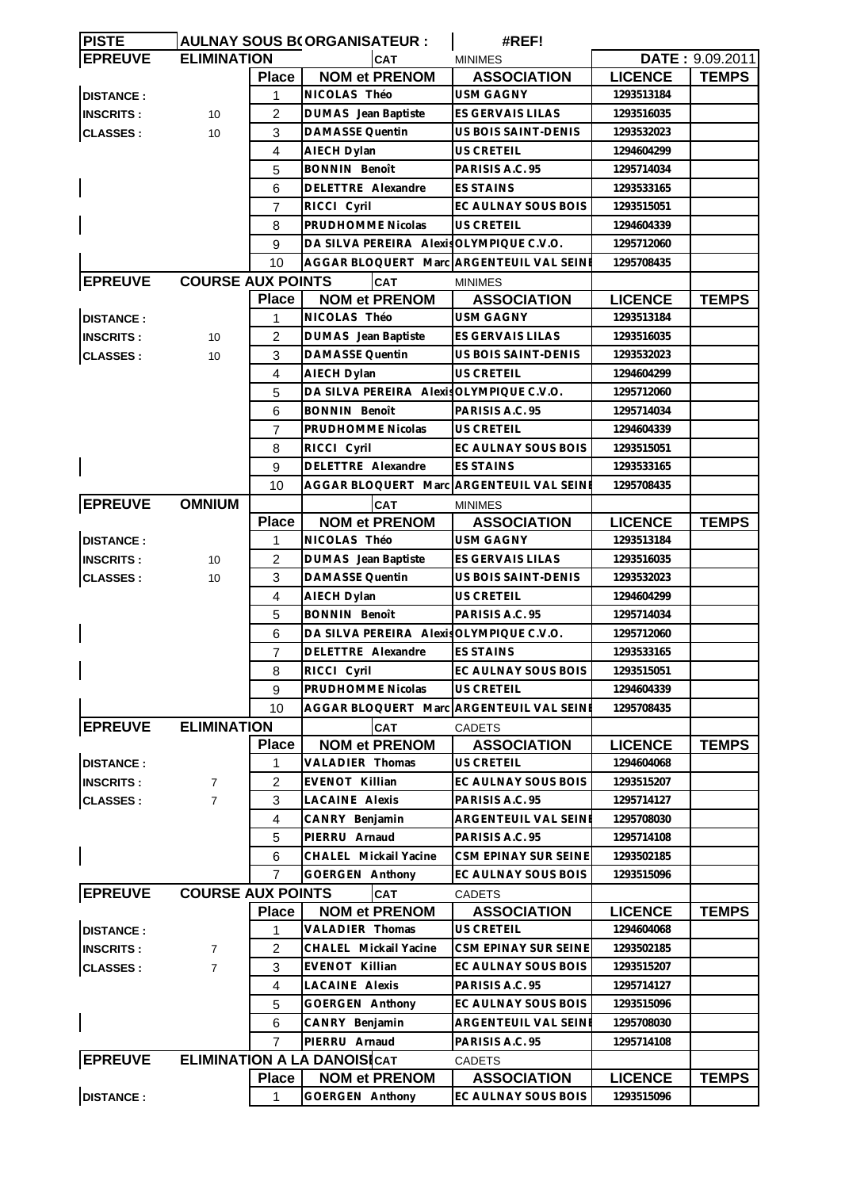| PISTE | AULNAY SOUS BO | ORGANISATEUR : | | #REF! | | |
|---|---|---|---|---|---|---|
| **EPREUVE** | **ELIMINATION** | | CAT | MINIMES | | DATE : 9.09.2011 |
| | | **Place** | **NOM et PRENOM** | **ASSOCIATION** | **LICENCE** | **TEMPS** |
| **DISTANCE :** | | 1 | NICOLAS Théo | USM GAGNY | 1293513184 | |
| **INSCRITS :** | 10 | 2 | DUMAS Jean Baptiste | ES GERVAIS LILAS | 1293516035 | |
| **CLASSES :** | 10 | 3 | DAMASSE Quentin | US BOIS SAINT-DENIS | 1293532023 | |
| | | 4 | AIECH Dylan | US CRETEIL | 1294604299 | |
| | | 5 | BONNIN Benoît | PARISIS A.C. 95 | 1295714034 | |
| | | 6 | DELETTRE Alexandre | ES STAINS | 1293533165 | |
| | | 7 | RICCI Cyril | EC AULNAY SOUS BOIS | 1293515051 | |
| | | 8 | PRUDHOMME Nicolas | US CRETEIL | 1294604339 | |
| | | 9 | DA SILVA PEREIRA Alexis | OLYMPIQUE C.V.O. | 1295712060 | |
| | | 10 | AGGAR BLOQUERT Marc | ARGENTEUIL VAL SEINE | 1295708435 | |
| **EPREUVE** | **COURSE AUX POINTS** | | CAT | MINIMES | | |
| | | **Place** | **NOM et PRENOM** | **ASSOCIATION** | **LICENCE** | **TEMPS** |
| **DISTANCE :** | | 1 | NICOLAS Théo | USM GAGNY | 1293513184 | |
| **INSCRITS :** | 10 | 2 | DUMAS Jean Baptiste | ES GERVAIS LILAS | 1293516035 | |
| **CLASSES :** | 10 | 3 | DAMASSE Quentin | US BOIS SAINT-DENIS | 1293532023 | |
| | | 4 | AIECH Dylan | US CRETEIL | 1294604299 | |
| | | 5 | DA SILVA PEREIRA Alexis | OLYMPIQUE C.V.O. | 1295712060 | |
| | | 6 | BONNIN Benoît | PARISIS A.C. 95 | 1295714034 | |
| | | 7 | PRUDHOMME Nicolas | US CRETEIL | 1294604339 | |
| | | 8 | RICCI Cyril | EC AULNAY SOUS BOIS | 1293515051 | |
| | | 9 | DELETTRE Alexandre | ES STAINS | 1293533165 | |
| | | 10 | AGGAR BLOQUERT Marc | ARGENTEUIL VAL SEINE | 1295708435 | |
| **EPREUVE** | **OMNIUM** | | CAT | MINIMES | | |
| | | **Place** | **NOM et PRENOM** | **ASSOCIATION** | **LICENCE** | **TEMPS** |
| **DISTANCE :** | | 1 | NICOLAS Théo | USM GAGNY | 1293513184 | |
| **INSCRITS :** | 10 | 2 | DUMAS Jean Baptiste | ES GERVAIS LILAS | 1293516035 | |
| **CLASSES :** | 10 | 3 | DAMASSE Quentin | US BOIS SAINT-DENIS | 1293532023 | |
| | | 4 | AIECH Dylan | US CRETEIL | 1294604299 | |
| | | 5 | BONNIN Benoît | PARISIS A.C. 95 | 1295714034 | |
| | | 6 | DA SILVA PEREIRA Alexis | OLYMPIQUE C.V.O. | 1295712060 | |
| | | 7 | DELETTRE Alexandre | ES STAINS | 1293533165 | |
| | | 8 | RICCI Cyril | EC AULNAY SOUS BOIS | 1293515051 | |
| | | 9 | PRUDHOMME Nicolas | US CRETEIL | 1294604339 | |
| | | 10 | AGGAR BLOQUERT Marc | ARGENTEUIL VAL SEINE | 1295708435 | |
| **EPREUVE** | **ELIMINATION** | | CAT | CADETS | | |
| | | **Place** | **NOM et PRENOM** | **ASSOCIATION** | **LICENCE** | **TEMPS** |
| **DISTANCE :** | | 1 | VALADIER Thomas | US CRETEIL | 1294604068 | |
| **INSCRITS :** | 7 | 2 | EVENOT Killian | EC AULNAY SOUS BOIS | 1293515207 | |
| **CLASSES :** | 7 | 3 | LACAINE Alexis | PARISIS A.C. 95 | 1295714127 | |
| | | 4 | CANRY Benjamin | ARGENTEUIL VAL SEINE | 1295708030 | |
| | | 5 | PIERRU Arnaud | PARISIS A.C. 95 | 1295714108 | |
| | | 6 | CHALEL Mickail Yacine | CSM EPINAY SUR SEINE | 1293502185 | |
| | | 7 | GOERGEN Anthony | EC AULNAY SOUS BOIS | 1293515096 | |
| **EPREUVE** | **COURSE AUX POINTS** | | CAT | CADETS | | |
| | | **Place** | **NOM et PRENOM** | **ASSOCIATION** | **LICENCE** | **TEMPS** |
| **DISTANCE :** | | 1 | VALADIER Thomas | US CRETEIL | 1294604068 | |
| **INSCRITS :** | 7 | 2 | CHALEL Mickail Yacine | CSM EPINAY SUR SEINE | 1293502185 | |
| **CLASSES :** | 7 | 3 | EVENOT Killian | EC AULNAY SOUS BOIS | 1293515207 | |
| | | 4 | LACAINE Alexis | PARISIS A.C. 95 | 1295714127 | |
| | | 5 | GOERGEN Anthony | EC AULNAY SOUS BOIS | 1293515096 | |
| | | 6 | CANRY Benjamin | ARGENTEUIL VAL SEINE | 1295708030 | |
| | | 7 | PIERRU Arnaud | PARISIS A.C. 95 | 1295714108 | |
| **EPREUVE** | **ELIMINATION A LA DANOISE** | | CAT | CADETS | | |
| | | **Place** | **NOM et PRENOM** | **ASSOCIATION** | **LICENCE** | **TEMPS** |
| **DISTANCE :** | | 1 | GOERGEN Anthony | EC AULNAY SOUS BOIS | 1293515096 | |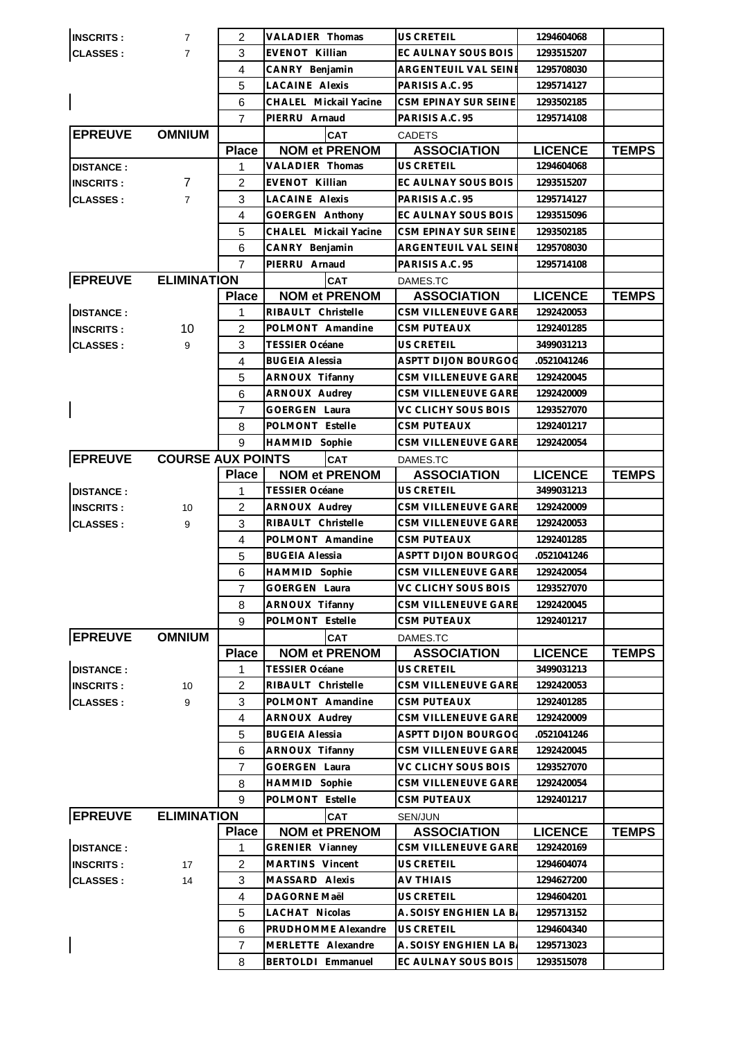| | | | | | | |
|---|---|---|---|---|---|---|
| **INSCRITS :** | 7 | 2 | VALADIER Thomas | US CRETEIL | 1294604068 | |
| **CLASSES :** | 7 | 3 | EVENOT Killian | EC AULNAY SOUS BOIS | 1293515207 | |
| | | 4 | CANRY Benjamin | ARGENTEUIL VAL SEINE | 1295708030 | |
| | | 5 | LACAINE Alexis | PARISIS A.C. 95 | 1295714127 | |
| | | 6 | CHALEL Mickail Yacine | CSM EPINAY SUR SEINE | 1293502185 | |
| | | 7 | PIERRU Arnaud | PARISIS A.C. 95 | 1295714108 | |

| **EPREUVE** | **OMNIUM** | | CAT | CADETS | | |
|---|---|---|---|---|---|---|
| | | **Place** | **NOM et PRENOM** | **ASSOCIATION** | **LICENCE** | **TEMPS** |
| **DISTANCE :** | | 1 | VALADIER Thomas | US CRETEIL | 1294604068 | |
| **INSCRITS :** | 7 | 2 | EVENOT Killian | EC AULNAY SOUS BOIS | 1293515207 | |
| **CLASSES :** | 7 | 3 | LACAINE Alexis | PARISIS A.C. 95 | 1295714127 | |
| | | 4 | GOERGEN Anthony | EC AULNAY SOUS BOIS | 1293515096 | |
| | | 5 | CHALEL Mickail Yacine | CSM EPINAY SUR SEINE | 1293502185 | |
| | | 6 | CANRY Benjamin | ARGENTEUIL VAL SEINE | 1295708030 | |
| | | 7 | PIERRU Arnaud | PARISIS A.C. 95 | 1295714108 | |

| **EPREUVE** | **ELIMINATION** | | CAT | DAMES.TC | | |
|---|---|---|---|---|---|---|
| | | **Place** | **NOM et PRENOM** | **ASSOCIATION** | **LICENCE** | **TEMPS** |
| **DISTANCE :** | | 1 | RIBAULT Christelle | CSM VILLENEUVE GARE | 1292420053 | |
| **INSCRITS :** | 10 | 2 | POLMONT Amandine | CSM PUTEAUX | 1292401285 | |
| **CLASSES :** | 9 | 3 | TESSIER Océane | US CRETEIL | 3499031213 | |
| | | 4 | BUGEIA Alessia | ASPTT DIJON BOURGOG | .0521041246 | |
| | | 5 | ARNOUX Tifanny | CSM VILLENEUVE GARE | 1292420045 | |
| | | 6 | ARNOUX Audrey | CSM VILLENEUVE GARE | 1292420009 | |
| | | 7 | GOERGEN Laura | VC CLICHY SOUS BOIS | 1293527070 | |
| | | 8 | POLMONT Estelle | CSM PUTEAUX | 1292401217 | |
| | | 9 | HAMMID Sophie | CSM VILLENEUVE GARE | 1292420054 | |

| **EPREUVE** | **COURSE AUX POINTS** | | CAT | DAMES.TC | | |
|---|---|---|---|---|---|---|
| | | **Place** | **NOM et PRENOM** | **ASSOCIATION** | **LICENCE** | **TEMPS** |
| **DISTANCE :** | | 1 | TESSIER Océane | US CRETEIL | 3499031213 | |
| **INSCRITS :** | 10 | 2 | ARNOUX Audrey | CSM VILLENEUVE GARE | 1292420009 | |
| **CLASSES :** | 9 | 3 | RIBAULT Christelle | CSM VILLENEUVE GARE | 1292420053 | |
| | | 4 | POLMONT Amandine | CSM PUTEAUX | 1292401285 | |
| | | 5 | BUGEIA Alessia | ASPTT DIJON BOURGOG | .0521041246 | |
| | | 6 | HAMMID Sophie | CSM VILLENEUVE GARE | 1292420054 | |
| | | 7 | GOERGEN Laura | VC CLICHY SOUS BOIS | 1293527070 | |
| | | 8 | ARNOUX Tifanny | CSM VILLENEUVE GARE | 1292420045 | |
| | | 9 | POLMONT Estelle | CSM PUTEAUX | 1292401217 | |

| **EPREUVE** | **OMNIUM** | | CAT | DAMES.TC | | |
|---|---|---|---|---|---|---|
| | | **Place** | **NOM et PRENOM** | **ASSOCIATION** | **LICENCE** | **TEMPS** |
| **DISTANCE :** | | 1 | TESSIER Océane | US CRETEIL | 3499031213 | |
| **INSCRITS :** | 10 | 2 | RIBAULT Christelle | CSM VILLENEUVE GARE | 1292420053 | |
| **CLASSES :** | 9 | 3 | POLMONT Amandine | CSM PUTEAUX | 1292401285 | |
| | | 4 | ARNOUX Audrey | CSM VILLENEUVE GARE | 1292420009 | |
| | | 5 | BUGEIA Alessia | ASPTT DIJON BOURGOG | .0521041246 | |
| | | 6 | ARNOUX Tifanny | CSM VILLENEUVE GARE | 1292420045 | |
| | | 7 | GOERGEN Laura | VC CLICHY SOUS BOIS | 1293527070 | |
| | | 8 | HAMMID Sophie | CSM VILLENEUVE GARE | 1292420054 | |
| | | 9 | POLMONT Estelle | CSM PUTEAUX | 1292401217 | |

| **EPREUVE** | **ELIMINATION** | | CAT | SEN/JUN | | |
|---|---|---|---|---|---|---|
| | | **Place** | **NOM et PRENOM** | **ASSOCIATION** | **LICENCE** | **TEMPS** |
| **DISTANCE :** | | 1 | GRENIER Vianney | CSM VILLENEUVE GARE | 1292420169 | |
| **INSCRITS :** | 17 | 2 | MARTINS Vincent | US CRETEIL | 1294604074 | |
| **CLASSES :** | 14 | 3 | MASSARD Alexis | AV THIAIS | 1294627200 | |
| | | 4 | DAGORNE Maël | US CRETEIL | 1294604201 | |
| | | 5 | LACHAT Nicolas | A. SOISY ENGHIEN LA BA | 1295713152 | |
| | | 6 | PRUDHOMME Alexandre | US CRETEIL | 1294604340 | |
| | | 7 | MERLETTE Alexandre | A. SOISY ENGHIEN LA BA | 1295713023 | |
| | | 8 | BERTOLDI Emmanuel | EC AULNAY SOUS BOIS | 1293515078 | |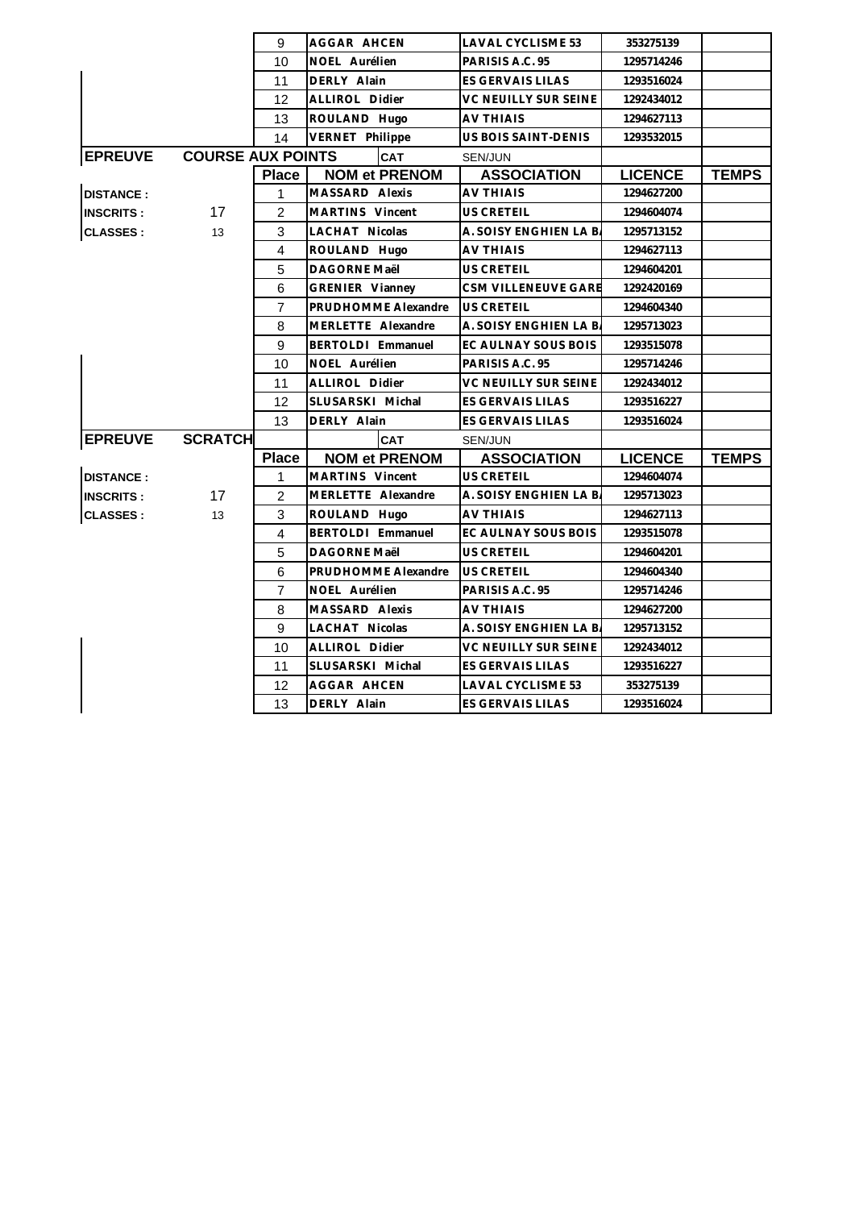| | | Place | NOM et PRENOM | ASSOCIATION | LICENCE | TEMPS |
|---|---|---|---|---|---|---|
| | | 9 | AGGAR AHCEN | LAVAL CYCLISME 53 | 353275139 | |
| | | 10 | NOEL Aurélien | PARISIS A.C. 95 | 1295714246 | |
| | | 11 | DERLY Alain | ES GERVAIS LILAS | 1293516024 | |
| | | 12 | ALLIROL Didier | VC NEUILLY SUR SEINE | 1292434012 | |
| | | 13 | ROULAND Hugo | AV THIAIS | 1294627113 | |
| | | 14 | VERNET Philippe | US BOIS SAINT-DENIS | 1293532015 | |

| EPREUVE | COURSE AUX POINTS | | CAT | SEN/JUN | | |
|---|---|---|---|---|---|---|
| | | Place | NOM et PRENOM | ASSOCIATION | LICENCE | TEMPS |
| DISTANCE : | | 1 | MASSARD Alexis | AV THIAIS | 1294627200 | |
| INSCRITS : | 17 | 2 | MARTINS Vincent | US CRETEIL | 1294604074 | |
| CLASSES : | 13 | 3 | LACHAT Nicolas | A. SOISY ENGHIEN LA B/ | 1295713152 | |
| | | 4 | ROULAND Hugo | AV THIAIS | 1294627113 | |
| | | 5 | DAGORNE Maël | US CRETEIL | 1294604201 | |
| | | 6 | GRENIER Vianney | CSM VILLENEUVE GARE | 1292420169 | |
| | | 7 | PRUDHOMME Alexandre | US CRETEIL | 1294604340 | |
| | | 8 | MERLETTE Alexandre | A. SOISY ENGHIEN LA B/ | 1295713023 | |
| | | 9 | BERTOLDI Emmanuel | EC AULNAY SOUS BOIS | 1293515078 | |
| | | 10 | NOEL Aurélien | PARISIS A.C. 95 | 1295714246 | |
| | | 11 | ALLIROL Didier | VC NEUILLY SUR SEINE | 1292434012 | |
| | | 12 | SLUSARSKI Michal | ES GERVAIS LILAS | 1293516227 | |
| | | 13 | DERLY Alain | ES GERVAIS LILAS | 1293516024 | |

| EPREUVE | SCRATCH | | CAT | SEN/JUN | | |
|---|---|---|---|---|---|---|
| | | Place | NOM et PRENOM | ASSOCIATION | LICENCE | TEMPS |
| DISTANCE : | | 1 | MARTINS Vincent | US CRETEIL | 1294604074 | |
| INSCRITS : | 17 | 2 | MERLETTE Alexandre | A. SOISY ENGHIEN LA B/ | 1295713023 | |
| CLASSES : | 13 | 3 | ROULAND Hugo | AV THIAIS | 1294627113 | |
| | | 4 | BERTOLDI Emmanuel | EC AULNAY SOUS BOIS | 1293515078 | |
| | | 5 | DAGORNE Maël | US CRETEIL | 1294604201 | |
| | | 6 | PRUDHOMME Alexandre | US CRETEIL | 1294604340 | |
| | | 7 | NOEL Aurélien | PARISIS A.C. 95 | 1295714246 | |
| | | 8 | MASSARD Alexis | AV THIAIS | 1294627200 | |
| | | 9 | LACHAT Nicolas | A. SOISY ENGHIEN LA B/ | 1295713152 | |
| | | 10 | ALLIROL Didier | VC NEUILLY SUR SEINE | 1292434012 | |
| | | 11 | SLUSARSKI Michal | ES GERVAIS LILAS | 1293516227 | |
| | | 12 | AGGAR AHCEN | LAVAL CYCLISME 53 | 353275139 | |
| | | 13 | DERLY Alain | ES GERVAIS LILAS | 1293516024 | |